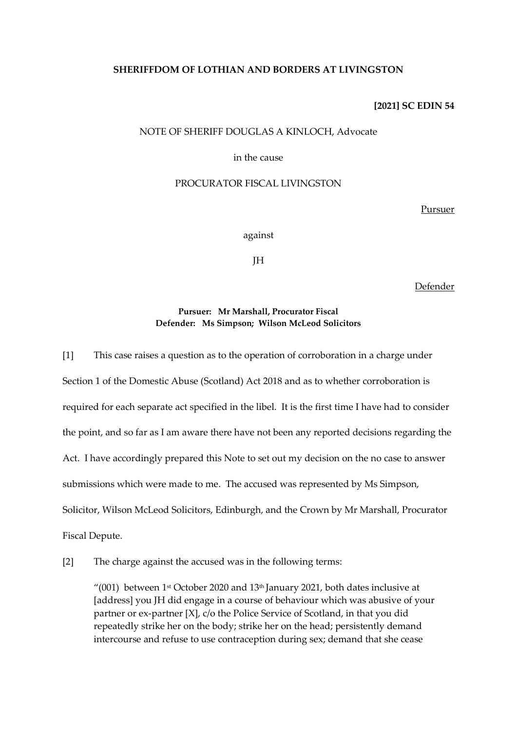**SHERIFFDOM OF LOTHIAN AND BORDERS AT LIVINGSTON**

**[2021] SC EDIN 54**

NOTE OF SHERIFF DOUGLAS A KINLOCH, Advocate

in the cause

PROCURATOR FISCAL LIVINGSTON

Pursuer

against

JH

Defender

**Pursuer: Mr Marshall, Procurator Fiscal**
**Defender: Ms Simpson; Wilson McLeod Solicitors**

[1] This case raises a question as to the operation of corroboration in a charge under Section 1 of the Domestic Abuse (Scotland) Act 2018 and as to whether corroboration is required for each separate act specified in the libel. It is the first time I have had to consider the point, and so far as I am aware there have not been any reported decisions regarding the Act. I have accordingly prepared this Note to set out my decision on the no case to answer submissions which were made to me. The accused was represented by Ms Simpson, Solicitor, Wilson McLeod Solicitors, Edinburgh, and the Crown by Mr Marshall, Procurator Fiscal Depute.

[2] The charge against the accused was in the following terms:

> "(001) between 1st October 2020 and 13th January 2021, both dates inclusive at [address] you JH did engage in a course of behaviour which was abusive of your partner or ex-partner [X], c/o the Police Service of Scotland, in that you did repeatedly strike her on the body; strike her on the head; persistently demand intercourse and refuse to use contraception during sex; demand that she cease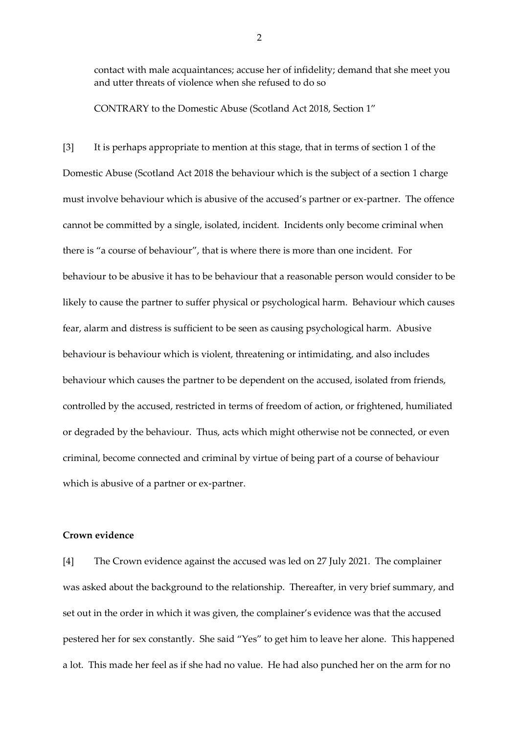contact with male acquaintances; accuse her of infidelity; demand that she meet you and utter threats of violence when she refused to do so

CONTRARY to the Domestic Abuse (Scotland Act 2018, Section 1"

[3] It is perhaps appropriate to mention at this stage, that in terms of section 1 of the Domestic Abuse (Scotland Act 2018 the behaviour which is the subject of a section 1 charge must involve behaviour which is abusive of the accused's partner or ex-partner. The offence cannot be committed by a single, isolated, incident. Incidents only become criminal when there is "a course of behaviour", that is where there is more than one incident. For behaviour to be abusive it has to be behaviour that a reasonable person would consider to be likely to cause the partner to suffer physical or psychological harm. Behaviour which causes fear, alarm and distress is sufficient to be seen as causing psychological harm. Abusive behaviour is behaviour which is violent, threatening or intimidating, and also includes behaviour which causes the partner to be dependent on the accused, isolated from friends, controlled by the accused, restricted in terms of freedom of action, or frightened, humiliated or degraded by the behaviour. Thus, acts which might otherwise not be connected, or even criminal, become connected and criminal by virtue of being part of a course of behaviour which is abusive of a partner or ex-partner.

**Crown evidence**

[4] The Crown evidence against the accused was led on 27 July 2021. The complainer was asked about the background to the relationship. Thereafter, in very brief summary, and set out in the order in which it was given, the complainer's evidence was that the accused pestered her for sex constantly. She said "Yes" to get him to leave her alone. This happened a lot. This made her feel as if she had no value. He had also punched her on the arm for no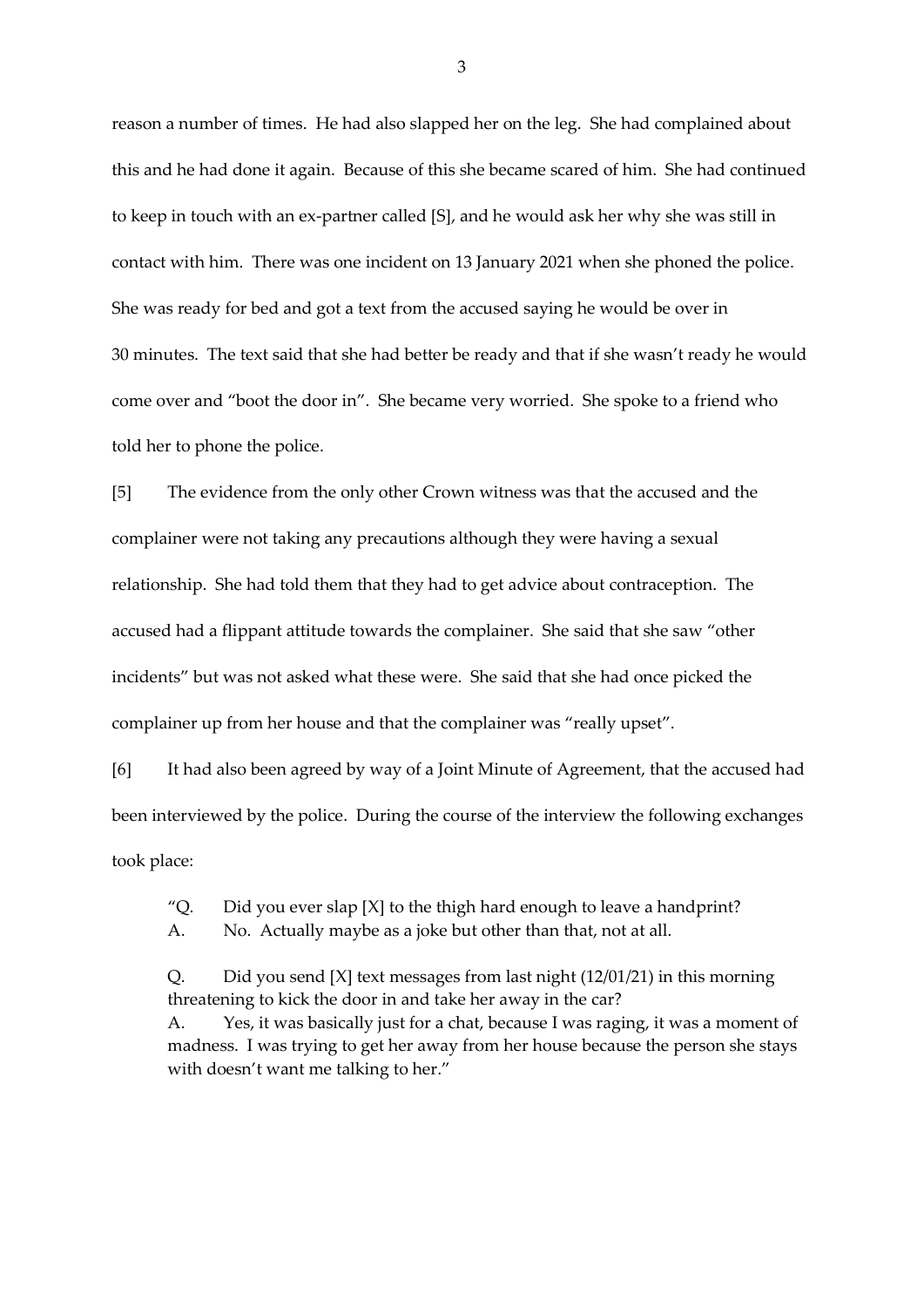reason a number of times. He had also slapped her on the leg. She had complained about this and he had done it again. Because of this she became scared of him. She had continued to keep in touch with an ex-partner called [S], and he would ask her why she was still in contact with him. There was one incident on 13 January 2021 when she phoned the police. She was ready for bed and got a text from the accused saying he would be over in 30 minutes. The text said that she had better be ready and that if she wasn't ready he would come over and "boot the door in". She became very worried. She spoke to a friend who told her to phone the police.

[5] The evidence from the only other Crown witness was that the accused and the complainer were not taking any precautions although they were having a sexual relationship. She had told them that they had to get advice about contraception. The accused had a flippant attitude towards the complainer. She said that she saw "other incidents" but was not asked what these were. She said that she had once picked the complainer up from her house and that the complainer was "really upset".

[6] It had also been agreed by way of a Joint Minute of Agreement, that the accused had been interviewed by the police. During the course of the interview the following exchanges took place:

> "Q. Did you ever slap [X] to the thigh hard enough to leave a handprint?
> A. No. Actually maybe as a joke but other than that, not at all.
>
> Q. Did you send [X] text messages from last night (12/01/21) in this morning threatening to kick the door in and take her away in the car?
> A. Yes, it was basically just for a chat, because I was raging, it was a moment of madness. I was trying to get her away from her house because the person she stays with doesn't want me talking to her."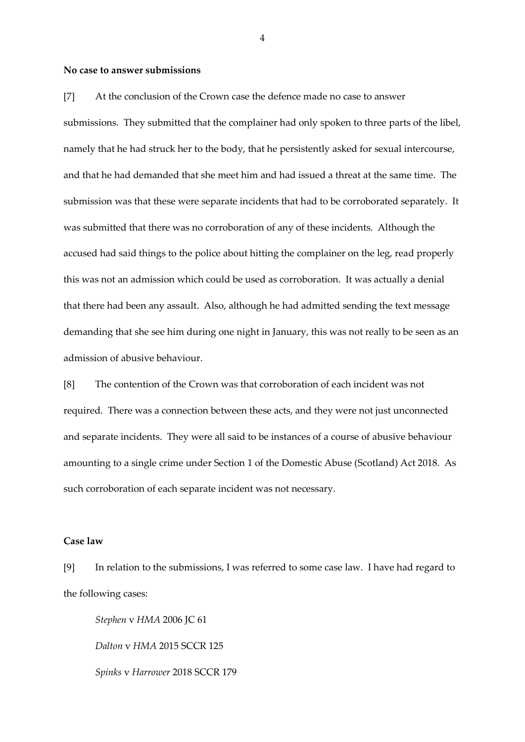**No case to answer submissions**

[7] At the conclusion of the Crown case the defence made no case to answer submissions. They submitted that the complainer had only spoken to three parts of the libel, namely that he had struck her to the body, that he persistently asked for sexual intercourse, and that he had demanded that she meet him and had issued a threat at the same time. The submission was that these were separate incidents that had to be corroborated separately. It was submitted that there was no corroboration of any of these incidents. Although the accused had said things to the police about hitting the complainer on the leg, read properly this was not an admission which could be used as corroboration. It was actually a denial that there had been any assault. Also, although he had admitted sending the text message demanding that she see him during one night in January, this was not really to be seen as an admission of abusive behaviour.

[8] The contention of the Crown was that corroboration of each incident was not required. There was a connection between these acts, and they were not just unconnected and separate incidents. They were all said to be instances of a course of abusive behaviour amounting to a single crime under Section 1 of the Domestic Abuse (Scotland) Act 2018. As such corroboration of each separate incident was not necessary.

**Case law**

[9] In relation to the submissions, I was referred to some case law. I have had regard to the following cases:

*Stephen* v *HMA* 2006 JC 61

*Dalton* v *HMA* 2015 SCCR 125

*Spinks* v *Harrower* 2018 SCCR 179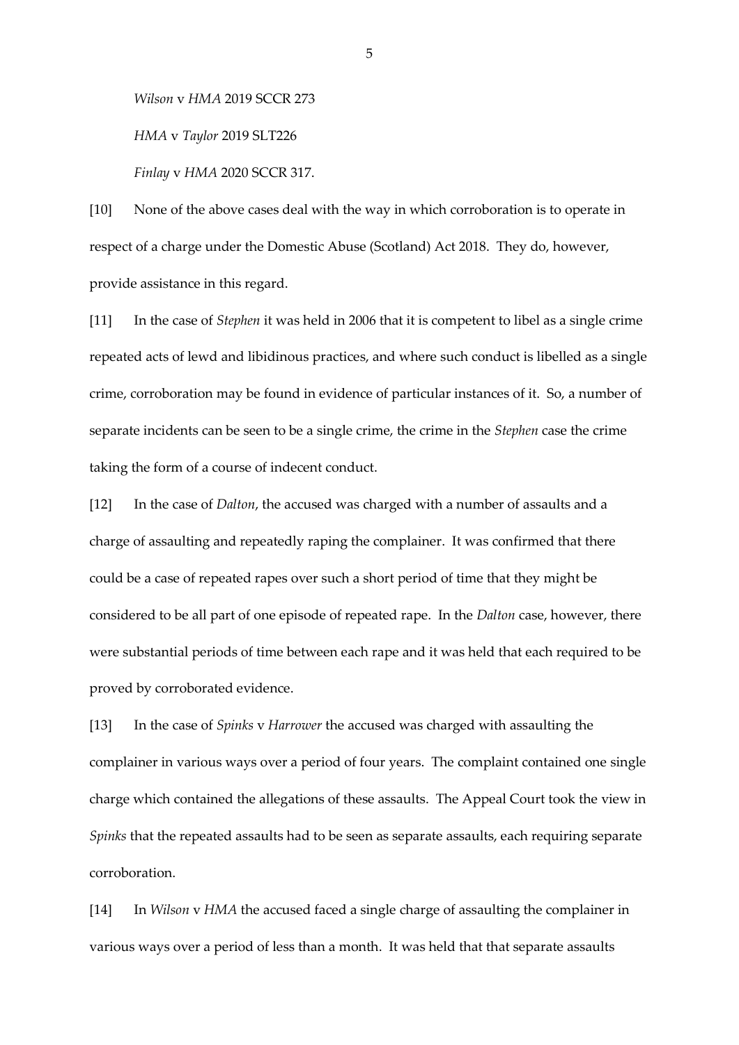*Wilson* v *HMA* 2019 SCCR 273

*HMA* v *Taylor* 2019 SLT226

*Finlay* v *HMA* 2020 SCCR 317.

[10] None of the above cases deal with the way in which corroboration is to operate in respect of a charge under the Domestic Abuse (Scotland) Act 2018. They do, however, provide assistance in this regard.

[11] In the case of *Stephen* it was held in 2006 that it is competent to libel as a single crime repeated acts of lewd and libidinous practices, and where such conduct is libelled as a single crime, corroboration may be found in evidence of particular instances of it. So, a number of separate incidents can be seen to be a single crime, the crime in the *Stephen* case the crime taking the form of a course of indecent conduct.

[12] In the case of *Dalton*, the accused was charged with a number of assaults and a charge of assaulting and repeatedly raping the complainer. It was confirmed that there could be a case of repeated rapes over such a short period of time that they might be considered to be all part of one episode of repeated rape. In the *Dalton* case, however, there were substantial periods of time between each rape and it was held that each required to be proved by corroborated evidence.

[13] In the case of *Spinks* v *Harrower* the accused was charged with assaulting the complainer in various ways over a period of four years. The complaint contained one single charge which contained the allegations of these assaults. The Appeal Court took the view in *Spinks* that the repeated assaults had to be seen as separate assaults, each requiring separate corroboration.

[14] In *Wilson* v *HMA* the accused faced a single charge of assaulting the complainer in various ways over a period of less than a month. It was held that that separate assaults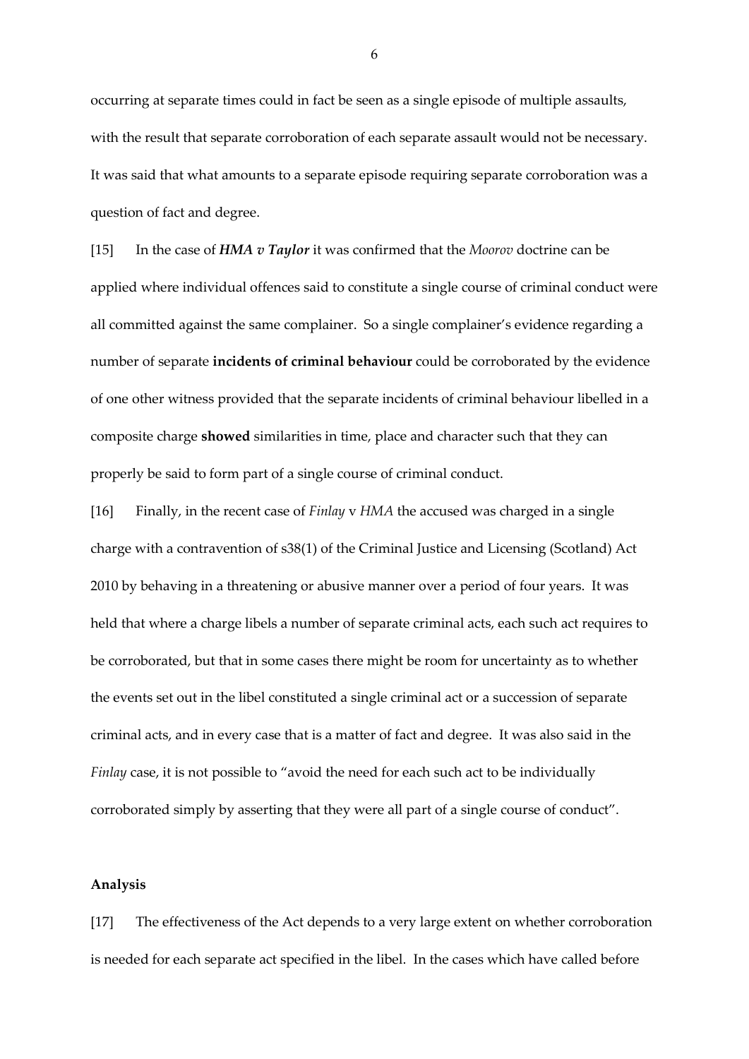occurring at separate times could in fact be seen as a single episode of multiple assaults, with the result that separate corroboration of each separate assault would not be necessary. It was said that what amounts to a separate episode requiring separate corroboration was a question of fact and degree.

[15] In the case of ***HMA v Taylor*** it was confirmed that the *Moorov* doctrine can be applied where individual offences said to constitute a single course of criminal conduct were all committed against the same complainer. So a single complainer's evidence regarding a number of separate **incidents of criminal behaviour** could be corroborated by the evidence of one other witness provided that the separate incidents of criminal behaviour libelled in a composite charge **showed** similarities in time, place and character such that they can properly be said to form part of a single course of criminal conduct.

[16] Finally, in the recent case of *Finlay* v *HMA* the accused was charged in a single charge with a contravention of s38(1) of the Criminal Justice and Licensing (Scotland) Act 2010 by behaving in a threatening or abusive manner over a period of four years. It was held that where a charge libels a number of separate criminal acts, each such act requires to be corroborated, but that in some cases there might be room for uncertainty as to whether the events set out in the libel constituted a single criminal act or a succession of separate criminal acts, and in every case that is a matter of fact and degree. It was also said in the *Finlay* case, it is not possible to "avoid the need for each such act to be individually corroborated simply by asserting that they were all part of a single course of conduct".

**Analysis**

[17] The effectiveness of the Act depends to a very large extent on whether corroboration is needed for each separate act specified in the libel. In the cases which have called before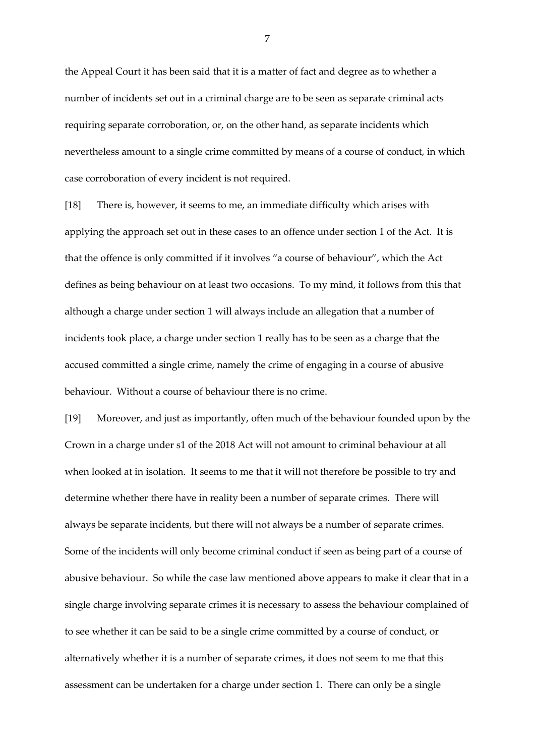the Appeal Court it has been said that it is a matter of fact and degree as to whether a number of incidents set out in a criminal charge are to be seen as separate criminal acts requiring separate corroboration, or, on the other hand, as separate incidents which nevertheless amount to a single crime committed by means of a course of conduct, in which case corroboration of every incident is not required.

[18] There is, however, it seems to me, an immediate difficulty which arises with applying the approach set out in these cases to an offence under section 1 of the Act. It is that the offence is only committed if it involves "a course of behaviour", which the Act defines as being behaviour on at least two occasions. To my mind, it follows from this that although a charge under section 1 will always include an allegation that a number of incidents took place, a charge under section 1 really has to be seen as a charge that the accused committed a single crime, namely the crime of engaging in a course of abusive behaviour. Without a course of behaviour there is no crime.

[19] Moreover, and just as importantly, often much of the behaviour founded upon by the Crown in a charge under s1 of the 2018 Act will not amount to criminal behaviour at all when looked at in isolation. It seems to me that it will not therefore be possible to try and determine whether there have in reality been a number of separate crimes. There will always be separate incidents, but there will not always be a number of separate crimes. Some of the incidents will only become criminal conduct if seen as being part of a course of abusive behaviour. So while the case law mentioned above appears to make it clear that in a single charge involving separate crimes it is necessary to assess the behaviour complained of to see whether it can be said to be a single crime committed by a course of conduct, or alternatively whether it is a number of separate crimes, it does not seem to me that this assessment can be undertaken for a charge under section 1. There can only be a single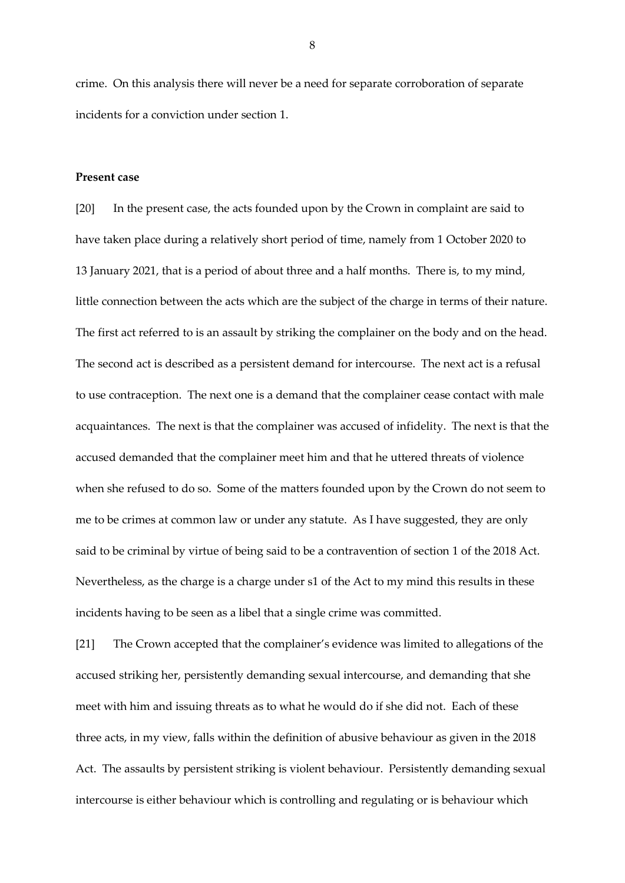crime. On this analysis there will never be a need for separate corroboration of separate incidents for a conviction under section 1.

**Present case**

[20] In the present case, the acts founded upon by the Crown in complaint are said to have taken place during a relatively short period of time, namely from 1 October 2020 to 13 January 2021, that is a period of about three and a half months. There is, to my mind, little connection between the acts which are the subject of the charge in terms of their nature. The first act referred to is an assault by striking the complainer on the body and on the head. The second act is described as a persistent demand for intercourse. The next act is a refusal to use contraception. The next one is a demand that the complainer cease contact with male acquaintances. The next is that the complainer was accused of infidelity. The next is that the accused demanded that the complainer meet him and that he uttered threats of violence when she refused to do so. Some of the matters founded upon by the Crown do not seem to me to be crimes at common law or under any statute. As I have suggested, they are only said to be criminal by virtue of being said to be a contravention of section 1 of the 2018 Act. Nevertheless, as the charge is a charge under s1 of the Act to my mind this results in these incidents having to be seen as a libel that a single crime was committed.

[21] The Crown accepted that the complainer's evidence was limited to allegations of the accused striking her, persistently demanding sexual intercourse, and demanding that she meet with him and issuing threats as to what he would do if she did not. Each of these three acts, in my view, falls within the definition of abusive behaviour as given in the 2018 Act. The assaults by persistent striking is violent behaviour. Persistently demanding sexual intercourse is either behaviour which is controlling and regulating or is behaviour which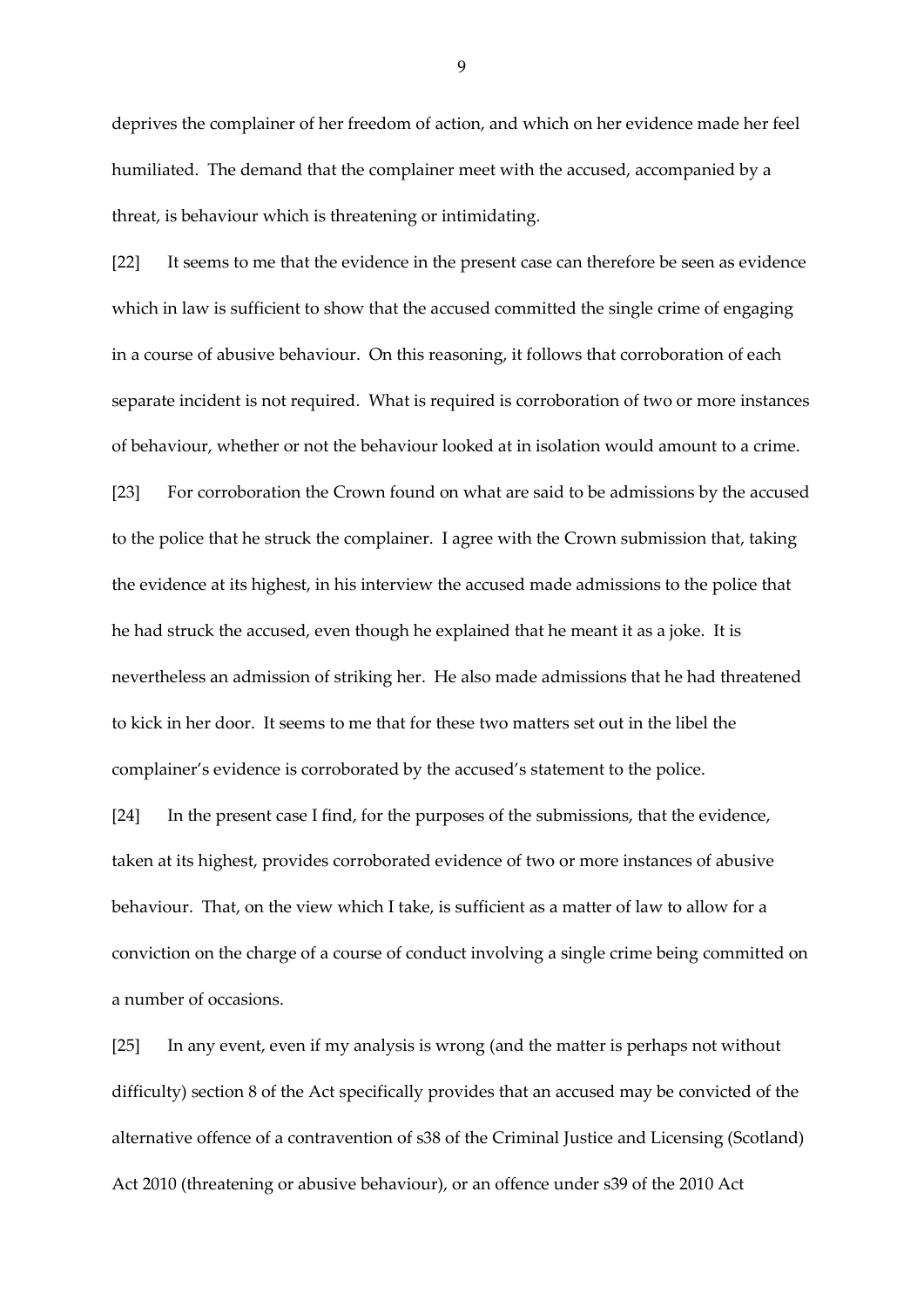deprives the complainer of her freedom of action, and which on her evidence made her feel humiliated. The demand that the complainer meet with the accused, accompanied by a threat, is behaviour which is threatening or intimidating.

[22] It seems to me that the evidence in the present case can therefore be seen as evidence which in law is sufficient to show that the accused committed the single crime of engaging in a course of abusive behaviour. On this reasoning, it follows that corroboration of each separate incident is not required. What is required is corroboration of two or more instances of behaviour, whether or not the behaviour looked at in isolation would amount to a crime.

[23] For corroboration the Crown found on what are said to be admissions by the accused to the police that he struck the complainer. I agree with the Crown submission that, taking the evidence at its highest, in his interview the accused made admissions to the police that he had struck the accused, even though he explained that he meant it as a joke. It is nevertheless an admission of striking her. He also made admissions that he had threatened to kick in her door. It seems to me that for these two matters set out in the libel the complainer's evidence is corroborated by the accused's statement to the police.

[24] In the present case I find, for the purposes of the submissions, that the evidence, taken at its highest, provides corroborated evidence of two or more instances of abusive behaviour. That, on the view which I take, is sufficient as a matter of law to allow for a conviction on the charge of a course of conduct involving a single crime being committed on a number of occasions.

[25] In any event, even if my analysis is wrong (and the matter is perhaps not without difficulty) section 8 of the Act specifically provides that an accused may be convicted of the alternative offence of a contravention of s38 of the Criminal Justice and Licensing (Scotland) Act 2010 (threatening or abusive behaviour), or an offence under s39 of the 2010 Act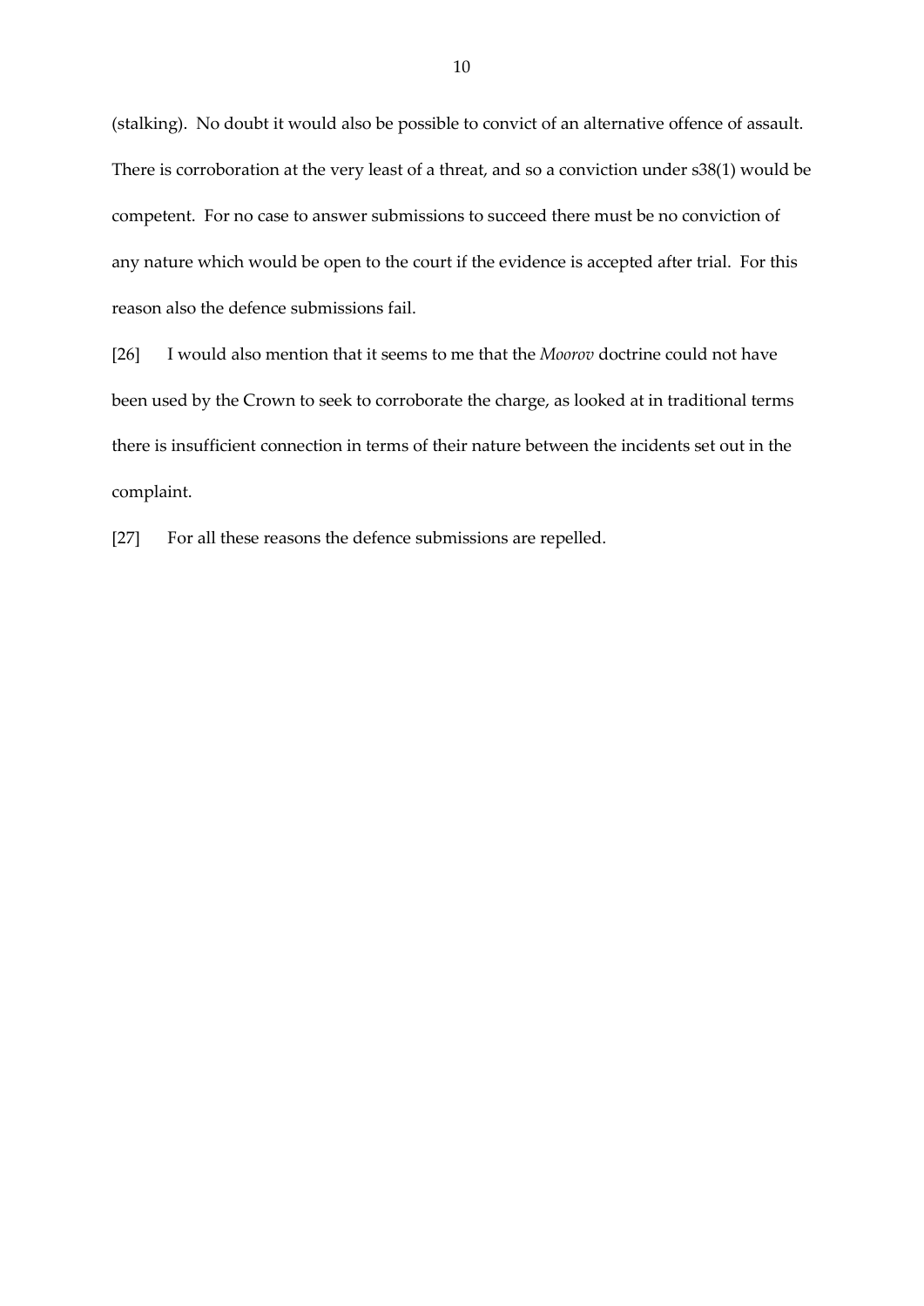(stalking). No doubt it would also be possible to convict of an alternative offence of assault. There is corroboration at the very least of a threat, and so a conviction under s38(1) would be competent. For no case to answer submissions to succeed there must be no conviction of any nature which would be open to the court if the evidence is accepted after trial. For this reason also the defence submissions fail.

[26] I would also mention that it seems to me that the *Moorov* doctrine could not have been used by the Crown to seek to corroborate the charge, as looked at in traditional terms there is insufficient connection in terms of their nature between the incidents set out in the complaint.

[27] For all these reasons the defence submissions are repelled.